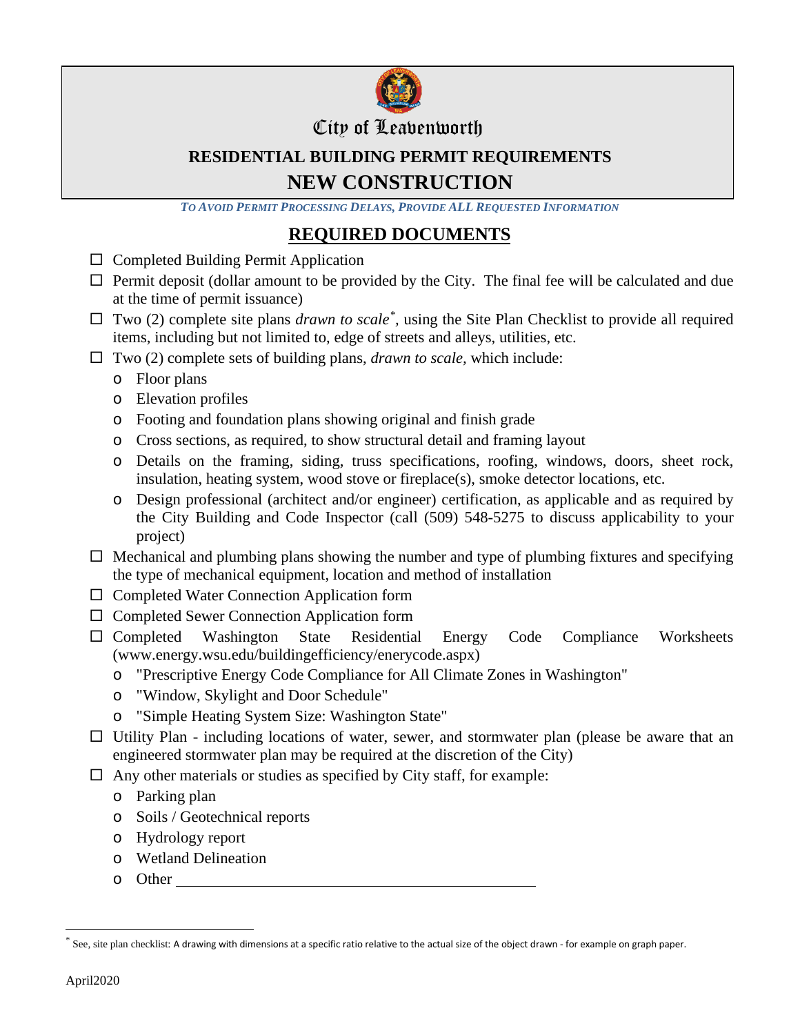# City of Leavenworth

## RESIDENTIAL BUILDING PERMIT REQUIREMENTS

## NEW CONSTRUCTION

***TO AVOID PERMIT PROCESSING DELAYS, PROVIDE ALL REQUESTED INFORMATION***

## REQUIRED DOCUMENTS

- ☐ Completed Building Permit Application
- ☐ Permit deposit (dollar amount to be provided by the City. The final fee will be calculated and due at the time of permit issuance)
- ☐ Two (2) complete site plans *drawn to scale*[*], using the Site Plan Checklist to provide all required items, including but not limited to, edge of streets and alleys, utilities, etc.
- ☐ Two (2) complete sets of building plans, *drawn to scale*, which include:
  - Floor plans
  - Elevation profiles
  - Footing and foundation plans showing original and finish grade
  - Cross sections, as required, to show structural detail and framing layout
  - Details on the framing, siding, truss specifications, roofing, windows, doors, sheet rock, insulation, heating system, wood stove or fireplace(s), smoke detector locations, etc.
  - Design professional (architect and/or engineer) certification, as applicable and as required by the City Building and Code Inspector (call (509) 548-5275 to discuss applicability to your project)
- ☐ Mechanical and plumbing plans showing the number and type of plumbing fixtures and specifying the type of mechanical equipment, location and method of installation
- ☐ Completed Water Connection Application form
- ☐ Completed Sewer Connection Application form
- ☐ Completed Washington State Residential Energy Code Compliance Worksheets (www.energy.wsu.edu/buildingefficiency/enerycode.aspx)
  - "Prescriptive Energy Code Compliance for All Climate Zones in Washington"
  - "Window, Skylight and Door Schedule"
  - "Simple Heating System Size: Washington State"
- ☐ Utility Plan - including locations of water, sewer, and stormwater plan (please be aware that an engineered stormwater plan may be required at the discretion of the City)
- ☐ Any other materials or studies as specified by City staff, for example:
  - Parking plan
  - Soils / Geotechnical reports
  - Hydrology report
  - Wetland Delineation
  - Other ______________________________

[*] See, site plan checklist: A drawing with dimensions at a specific ratio relative to the actual size of the object drawn - for example on graph paper.

April2020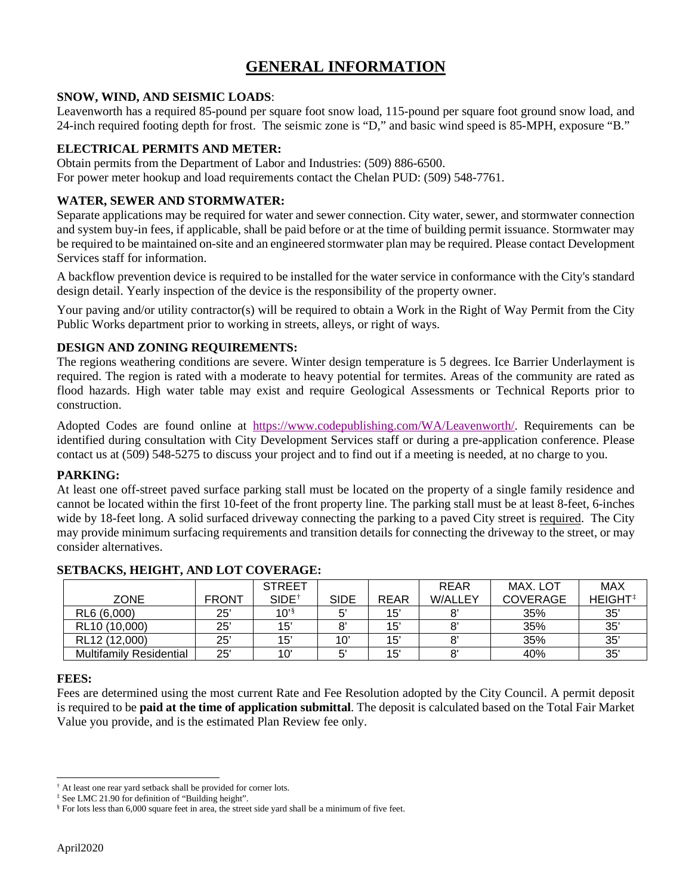# GENERAL INFORMATION

**SNOW, WIND, AND SEISMIC LOADS**:

Leavenworth has a required 85-pound per square foot snow load, 115-pound per square foot ground snow load, and 24-inch required footing depth for frost. The seismic zone is "D," and basic wind speed is 85-MPH, exposure "B."

**ELECTRICAL PERMITS AND METER:**

Obtain permits from the Department of Labor and Industries: (509) 886-6500.
For power meter hookup and load requirements contact the Chelan PUD: (509) 548-7761.

**WATER, SEWER AND STORMWATER:**

Separate applications may be required for water and sewer connection. City water, sewer, and stormwater connection and system buy-in fees, if applicable, shall be paid before or at the time of building permit issuance. Stormwater may be required to be maintained on-site and an engineered stormwater plan may be required. Please contact Development Services staff for information.

A backflow prevention device is required to be installed for the water service in conformance with the City's standard design detail. Yearly inspection of the device is the responsibility of the property owner.

Your paving and/or utility contractor(s) will be required to obtain a Work in the Right of Way Permit from the City Public Works department prior to working in streets, alleys, or right of ways.

**DESIGN AND ZONING REQUIREMENTS:**

The regions weathering conditions are severe. Winter design temperature is 5 degrees. Ice Barrier Underlayment is required. The region is rated with a moderate to heavy potential for termites. Areas of the community are rated as flood hazards. High water table may exist and require Geological Assessments or Technical Reports prior to construction.

Adopted Codes are found online at https://www.codepublishing.com/WA/Leavenworth/. Requirements can be identified during consultation with City Development Services staff or during a pre-application conference. Please contact us at (509) 548-5275 to discuss your project and to find out if a meeting is needed, at no charge to you.

**PARKING:**

At least one off-street paved surface parking stall must be located on the property of a single family residence and cannot be located within the first 10-feet of the front property line. The parking stall must be at least 8-feet, 6-inches wide by 18-feet long. A solid surfaced driveway connecting the parking to a paved City street is required. The City may provide minimum surfacing requirements and transition details for connecting the driveway to the street, or may consider alternatives.

**SETBACKS, HEIGHT, AND LOT COVERAGE:**

| ZONE | FRONT | STREET SIDE[†] | SIDE | REAR | REAR W/ALLEY | MAX. LOT COVERAGE | MAX HEIGHT[‡] |
|---|---|---|---|---|---|---|---|
| RL6 (6,000) | 25' | 10'[§] | 5' | 15' | 8' | 35% | 35' |
| RL10 (10,000) | 25' | 15' | 8' | 15' | 8' | 35% | 35' |
| RL12 (12,000) | 25' | 15' | 10' | 15' | 8' | 35% | 35' |
| Multifamily Residential | 25' | 10' | 5' | 15' | 8' | 40% | 35' |

**FEES:**

Fees are determined using the most current Rate and Fee Resolution adopted by the City Council. A permit deposit is required to be **paid at the time of application submittal**. The deposit is calculated based on the Total Fair Market Value you provide, and is the estimated Plan Review fee only.

[†] At least one rear yard setback shall be provided for corner lots.
[‡] See LMC 21.90 for definition of "Building height".
[§] For lots less than 6,000 square feet in area, the street side yard shall be a minimum of five feet.

April2020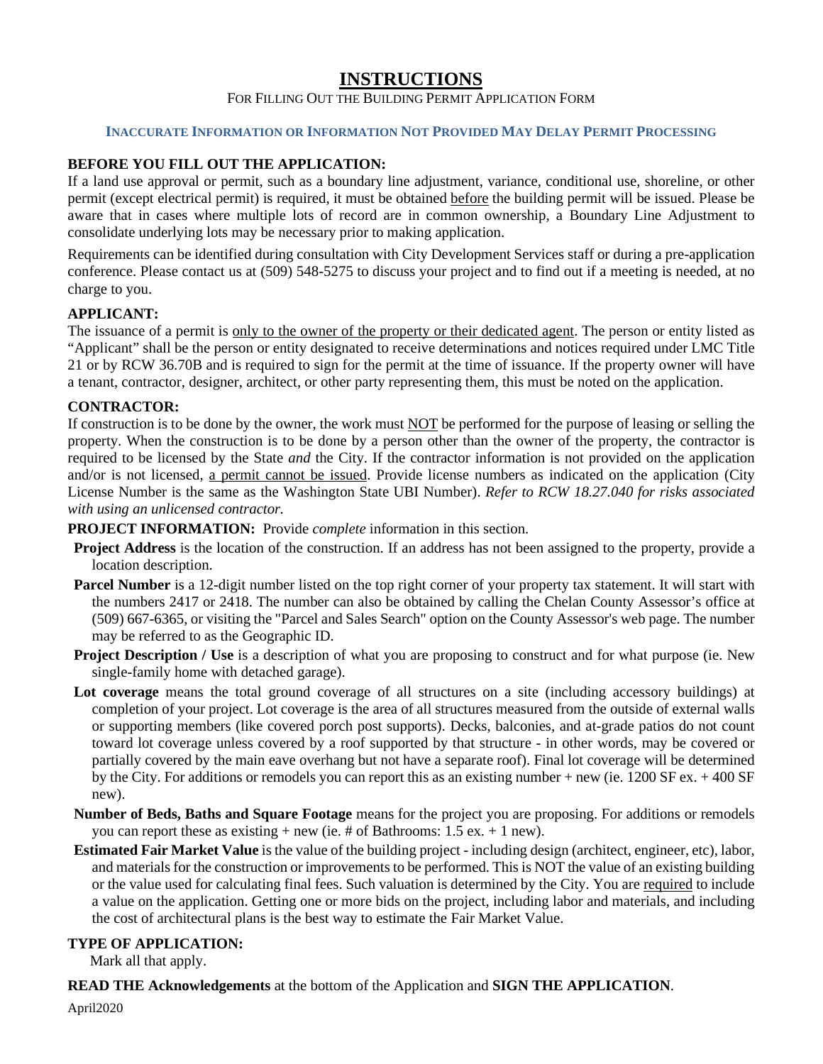# INSTRUCTIONS

FOR FILLING OUT THE BUILDING PERMIT APPLICATION FORM

**INACCURATE INFORMATION OR INFORMATION NOT PROVIDED MAY DELAY PERMIT PROCESSING**

**BEFORE YOU FILL OUT THE APPLICATION:**

If a land use approval or permit, such as a boundary line adjustment, variance, conditional use, shoreline, or other permit (except electrical permit) is required, it must be obtained before the building permit will be issued. Please be aware that in cases where multiple lots of record are in common ownership, a Boundary Line Adjustment to consolidate underlying lots may be necessary prior to making application.

Requirements can be identified during consultation with City Development Services staff or during a pre-application conference. Please contact us at (509) 548-5275 to discuss your project and to find out if a meeting is needed, at no charge to you.

**APPLICANT:**

The issuance of a permit is only to the owner of the property or their dedicated agent. The person or entity listed as "Applicant" shall be the person or entity designated to receive determinations and notices required under LMC Title 21 or by RCW 36.70B and is required to sign for the permit at the time of issuance. If the property owner will have a tenant, contractor, designer, architect, or other party representing them, this must be noted on the application.

**CONTRACTOR:**

If construction is to be done by the owner, the work must NOT be performed for the purpose of leasing or selling the property. When the construction is to be done by a person other than the owner of the property, the contractor is required to be licensed by the State *and* the City. If the contractor information is not provided on the application and/or is not licensed, a permit cannot be issued. Provide license numbers as indicated on the application (City License Number is the same as the Washington State UBI Number). *Refer to RCW 18.27.040 for risks associated with using an unlicensed contractor.*

**PROJECT INFORMATION:** Provide *complete* information in this section.

**Project Address** is the location of the construction. If an address has not been assigned to the property, provide a location description.

**Parcel Number** is a 12-digit number listed on the top right corner of your property tax statement. It will start with the numbers 2417 or 2418. The number can also be obtained by calling the Chelan County Assessor's office at (509) 667-6365, or visiting the "Parcel and Sales Search" option on the County Assessor's web page. The number may be referred to as the Geographic ID.

**Project Description / Use** is a description of what you are proposing to construct and for what purpose (ie. New single-family home with detached garage).

**Lot coverage** means the total ground coverage of all structures on a site (including accessory buildings) at completion of your project. Lot coverage is the area of all structures measured from the outside of external walls or supporting members (like covered porch post supports). Decks, balconies, and at-grade patios do not count toward lot coverage unless covered by a roof supported by that structure - in other words, may be covered or partially covered by the main eave overhang but not have a separate roof). Final lot coverage will be determined by the City. For additions or remodels you can report this as an existing number + new (ie. 1200 SF ex. + 400 SF new).

**Number of Beds, Baths and Square Footage** means for the project you are proposing. For additions or remodels you can report these as existing + new (ie. # of Bathrooms: 1.5 ex. + 1 new).

**Estimated Fair Market Value** is the value of the building project - including design (architect, engineer, etc), labor, and materials for the construction or improvements to be performed. This is NOT the value of an existing building or the value used for calculating final fees. Such valuation is determined by the City. You are required to include a value on the application. Getting one or more bids on the project, including labor and materials, and including the cost of architectural plans is the best way to estimate the Fair Market Value.

**TYPE OF APPLICATION:**

Mark all that apply.

**READ THE Acknowledgements** at the bottom of the Application and **SIGN THE APPLICATION**.

April2020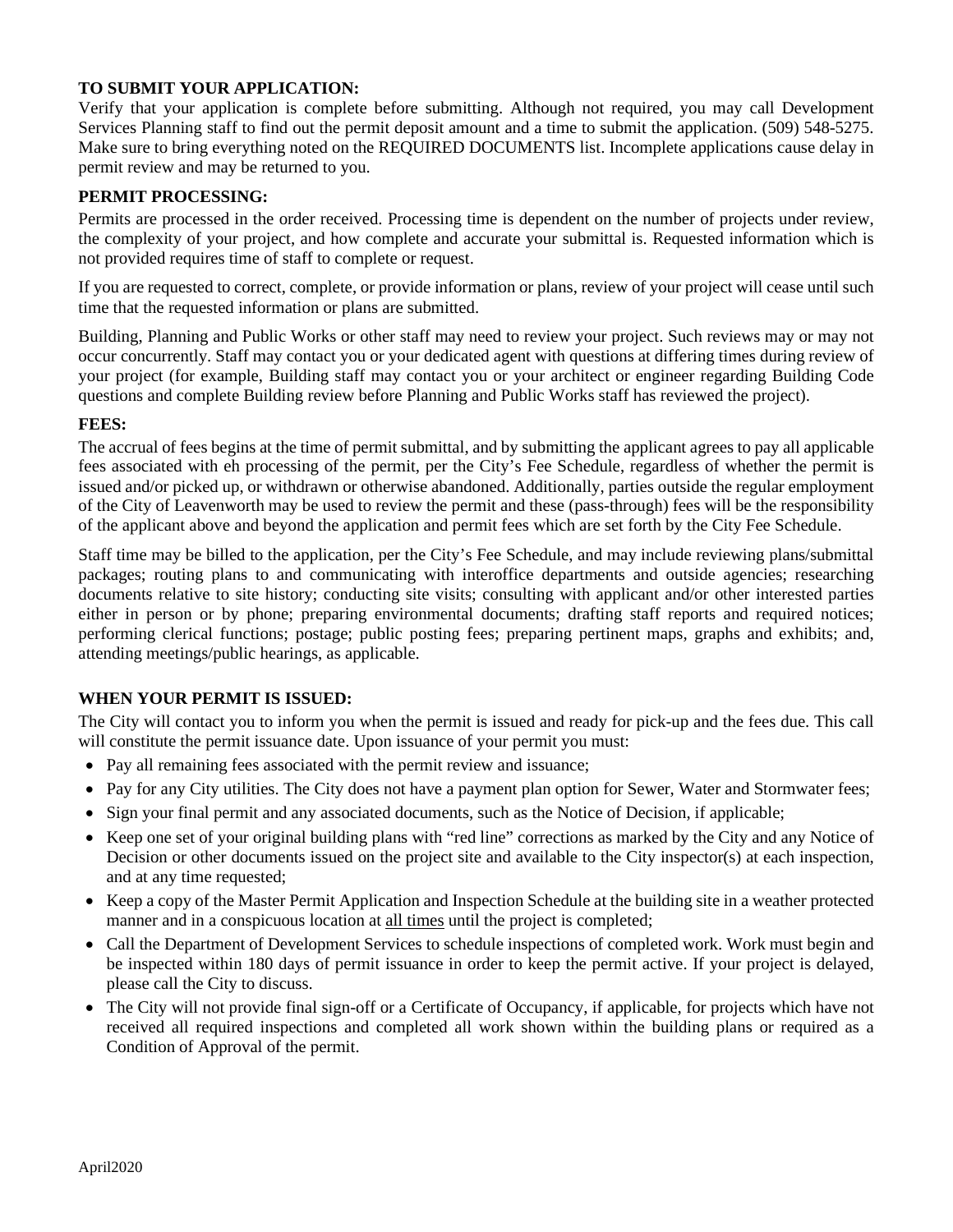**TO SUBMIT YOUR APPLICATION:**

Verify that your application is complete before submitting. Although not required, you may call Development Services Planning staff to find out the permit deposit amount and a time to submit the application. (509) 548-5275. Make sure to bring everything noted on the REQUIRED DOCUMENTS list. Incomplete applications cause delay in permit review and may be returned to you.

**PERMIT PROCESSING:**

Permits are processed in the order received. Processing time is dependent on the number of projects under review, the complexity of your project, and how complete and accurate your submittal is. Requested information which is not provided requires time of staff to complete or request.

If you are requested to correct, complete, or provide information or plans, review of your project will cease until such time that the requested information or plans are submitted.

Building, Planning and Public Works or other staff may need to review your project. Such reviews may or may not occur concurrently. Staff may contact you or your dedicated agent with questions at differing times during review of your project (for example, Building staff may contact you or your architect or engineer regarding Building Code questions and complete Building review before Planning and Public Works staff has reviewed the project).

**FEES:**

The accrual of fees begins at the time of permit submittal, and by submitting the applicant agrees to pay all applicable fees associated with eh processing of the permit, per the City's Fee Schedule, regardless of whether the permit is issued and/or picked up, or withdrawn or otherwise abandoned. Additionally, parties outside the regular employment of the City of Leavenworth may be used to review the permit and these (pass-through) fees will be the responsibility of the applicant above and beyond the application and permit fees which are set forth by the City Fee Schedule.

Staff time may be billed to the application, per the City's Fee Schedule, and may include reviewing plans/submittal packages; routing plans to and communicating with interoffice departments and outside agencies; researching documents relative to site history; conducting site visits; consulting with applicant and/or other interested parties either in person or by phone; preparing environmental documents; drafting staff reports and required notices; performing clerical functions; postage; public posting fees; preparing pertinent maps, graphs and exhibits; and, attending meetings/public hearings, as applicable.

**WHEN YOUR PERMIT IS ISSUED:**

The City will contact you to inform you when the permit is issued and ready for pick-up and the fees due. This call will constitute the permit issuance date. Upon issuance of your permit you must:

- Pay all remaining fees associated with the permit review and issuance;
- Pay for any City utilities. The City does not have a payment plan option for Sewer, Water and Stormwater fees;
- Sign your final permit and any associated documents, such as the Notice of Decision, if applicable;
- Keep one set of your original building plans with "red line" corrections as marked by the City and any Notice of Decision or other documents issued on the project site and available to the City inspector(s) at each inspection, and at any time requested;
- Keep a copy of the Master Permit Application and Inspection Schedule at the building site in a weather protected manner and in a conspicuous location at <u>all times</u> until the project is completed;
- Call the Department of Development Services to schedule inspections of completed work. Work must begin and be inspected within 180 days of permit issuance in order to keep the permit active. If your project is delayed, please call the City to discuss.
- The City will not provide final sign-off or a Certificate of Occupancy, if applicable, for projects which have not received all required inspections and completed all work shown within the building plans or required as a Condition of Approval of the permit.

April2020